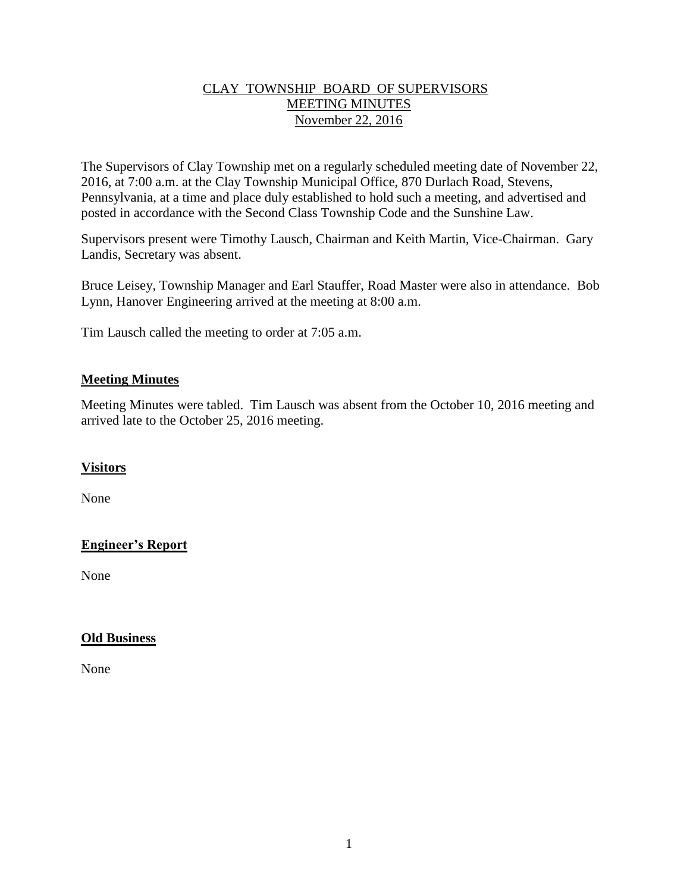# CLAY TOWNSHIP BOARD OF SUPERVISORS
## MEETING MINUTES
### November 22, 2016

The Supervisors of Clay Township met on a regularly scheduled meeting date of November 22, 2016, at 7:00 a.m. at the Clay Township Municipal Office, 870 Durlach Road, Stevens, Pennsylvania, at a time and place duly established to hold such a meeting, and advertised and posted in accordance with the Second Class Township Code and the Sunshine Law.

Supervisors present were Timothy Lausch, Chairman and Keith Martin, Vice-Chairman. Gary Landis, Secretary was absent.

Bruce Leisey, Township Manager and Earl Stauffer, Road Master were also in attendance. Bob Lynn, Hanover Engineering arrived at the meeting at 8:00 a.m.

Tim Lausch called the meeting to order at 7:05 a.m.

**Meeting Minutes**

Meeting Minutes were tabled. Tim Lausch was absent from the October 10, 2016 meeting and arrived late to the October 25, 2016 meeting.

**Visitors**

None

**Engineer's Report**

None

**Old Business**

None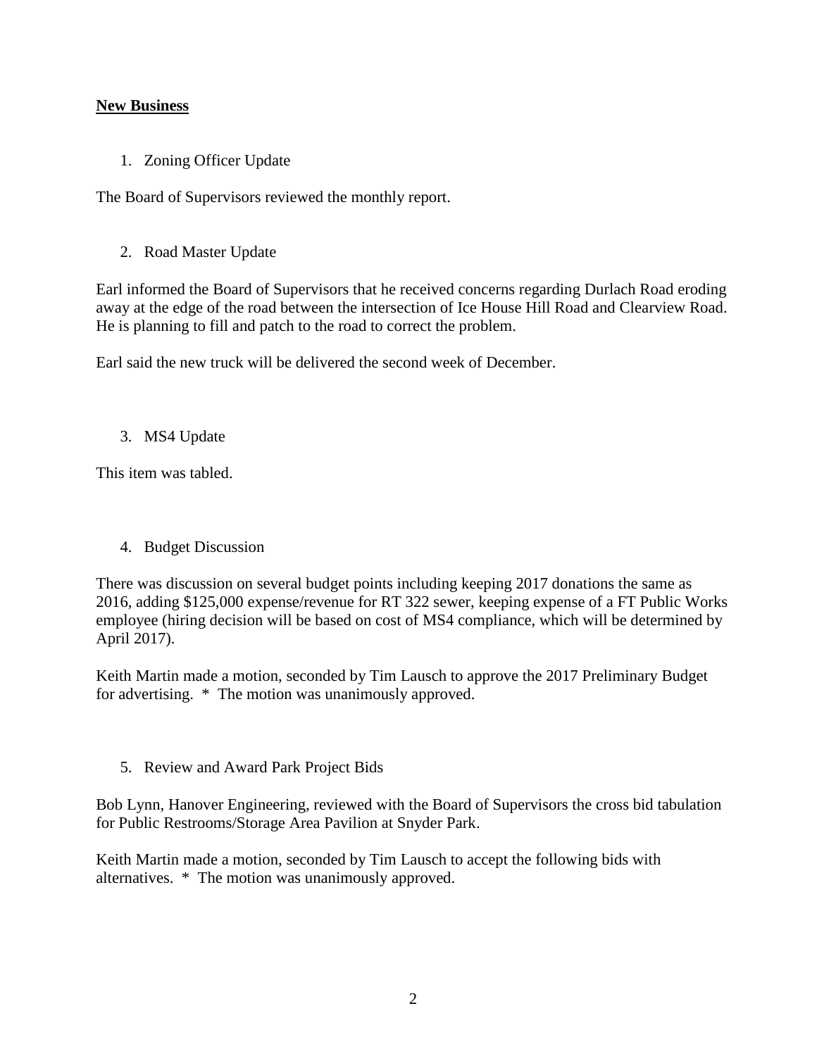**New Business**

1. Zoning Officer Update

The Board of Supervisors reviewed the monthly report.

2. Road Master Update

Earl informed the Board of Supervisors that he received concerns regarding Durlach Road eroding away at the edge of the road between the intersection of Ice House Hill Road and Clearview Road. He is planning to fill and patch to the road to correct the problem.

Earl said the new truck will be delivered the second week of December.

3. MS4 Update

This item was tabled.

4. Budget Discussion

There was discussion on several budget points including keeping 2017 donations the same as 2016, adding $125,000 expense/revenue for RT 322 sewer, keeping expense of a FT Public Works employee (hiring decision will be based on cost of MS4 compliance, which will be determined by April 2017).

Keith Martin made a motion, seconded by Tim Lausch to approve the 2017 Preliminary Budget for advertising. * The motion was unanimously approved.

5. Review and Award Park Project Bids

Bob Lynn, Hanover Engineering, reviewed with the Board of Supervisors the cross bid tabulation for Public Restrooms/Storage Area Pavilion at Snyder Park.

Keith Martin made a motion, seconded by Tim Lausch to accept the following bids with alternatives. * The motion was unanimously approved.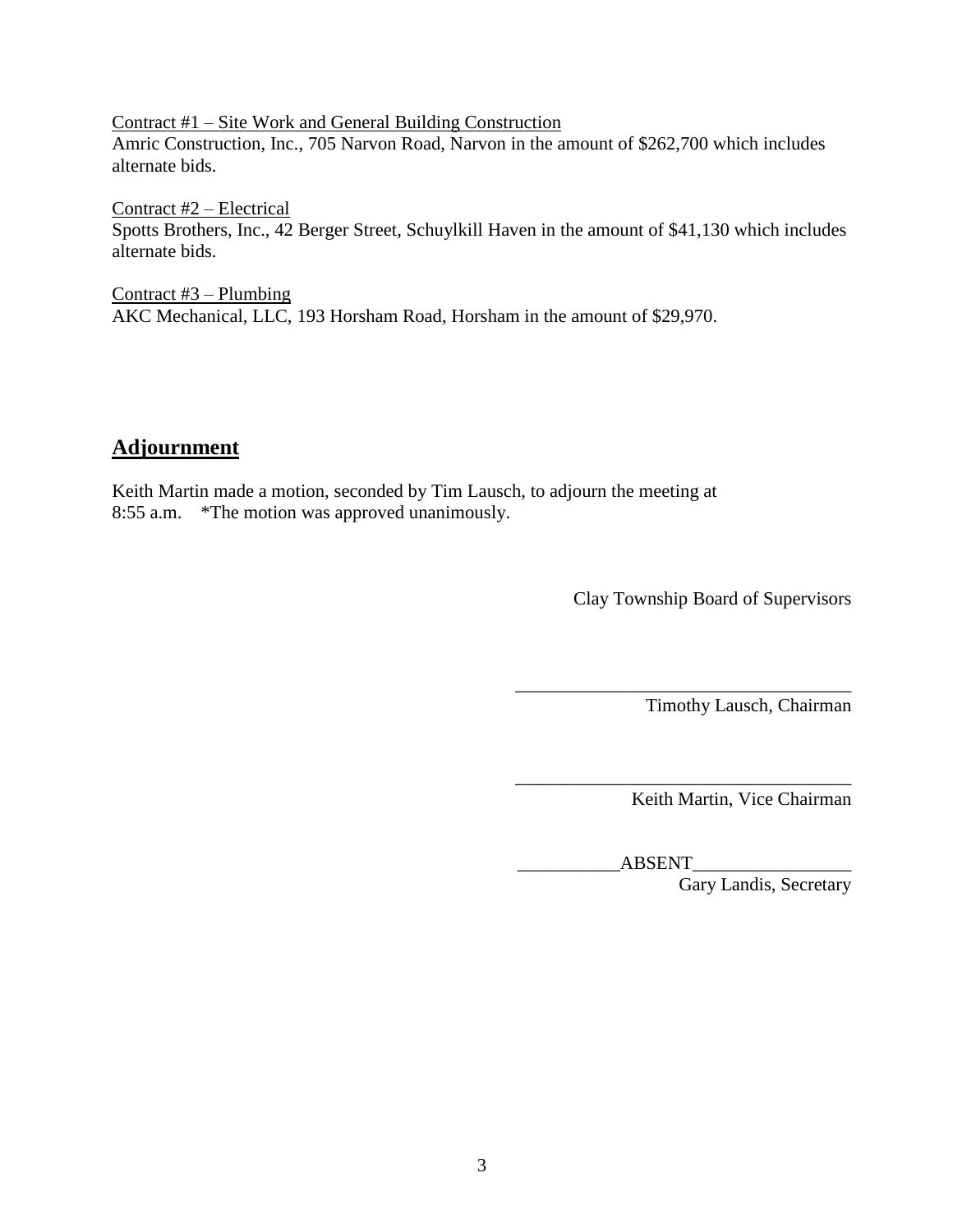<u>Contract #1 – Site Work and General Building Construction</u>
Amric Construction, Inc., 705 Narvon Road, Narvon in the amount of $262,700 which includes alternate bids.

<u>Contract #2 – Electrical</u>
Spotts Brothers, Inc., 42 Berger Street, Schuylkill Haven in the amount of $41,130 which includes alternate bids.

<u>Contract #3 – Plumbing</u>
AKC Mechanical, LLC, 193 Horsham Road, Horsham in the amount of $29,970.

## Adjournment

Keith Martin made a motion, seconded by Tim Lausch, to adjourn the meeting at 8:55 a.m. *The motion was approved unanimously.

Clay Township Board of Supervisors

_________________________________
Timothy Lausch, Chairman

_________________________________
Keith Martin, Vice Chairman

___________ABSENT_________________
Gary Landis, Secretary